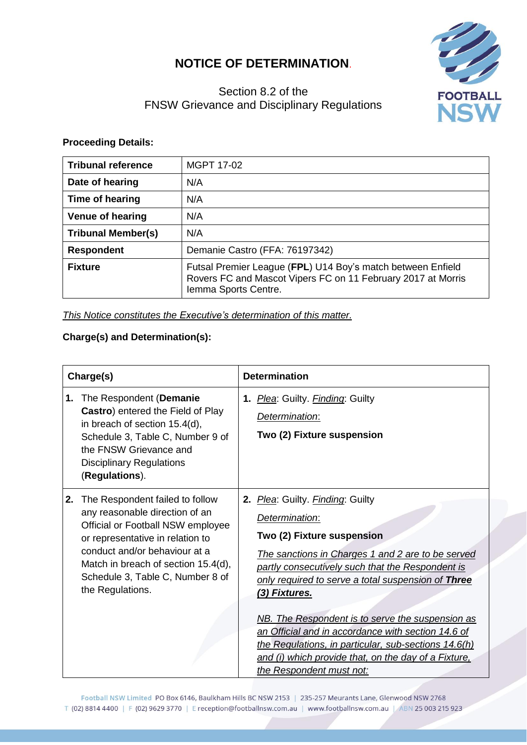# NOTICE OF DETERMINATION.

Section 8.2 of the
FNSW Grievance and Disciplinary Regulations

**Proceeding Details:**

| **Tribunal reference** | MGPT 17-02 |
|---|---|
| **Date of hearing** | N/A |
| **Time of hearing** | N/A |
| **Venue of hearing** | N/A |
| **Tribunal Member(s)** | N/A |
| **Respondent** | Demanie Castro (FFA: 76197342) |
| **Fixture** | Futsal Premier League (**FPL**) U14 Boy's match between Enfield Rovers FC and Mascot Vipers FC on 11 February 2017 at Morris Iemma Sports Centre. |

*This Notice constitutes the Executive's determination of this matter.*

**Charge(s) and Determination(s):**

| **Charge(s)** | **Determination** |
|---|---|
| **1.** The Respondent (**Demanie Castro**) entered the Field of Play in breach of section 15.4(d), Schedule 3, Table C, Number 9 of the FNSW Grievance and Disciplinary Regulations (**Regulations**). | **1.** *Plea*: Guilty. *Finding*: Guilty<br><br>*Determination*:<br><br>**Two (2) Fixture suspension** |
| **2.** The Respondent failed to follow any reasonable direction of an Official or Football NSW employee or representative in relation to conduct and/or behaviour at a Match in breach of section 15.4(d), Schedule 3, Table C, Number 8 of the Regulations. | **2.** *Plea*: Guilty. *Finding*: Guilty<br><br>*Determination*:<br><br>**Two (2) Fixture suspension**<br><br>*The sanctions in Charges 1 and 2 are to be served partly consecutively such that the Respondent is only required to serve a total suspension of* ***Three (3) Fixtures.***<br><br>*NB. The Respondent is to serve the suspension as an Official and in accordance with section 14.6 of the Regulations, in particular, sub-sections 14.6(h) and (i) which provide that, on the day of a Fixture, the Respondent must not:* |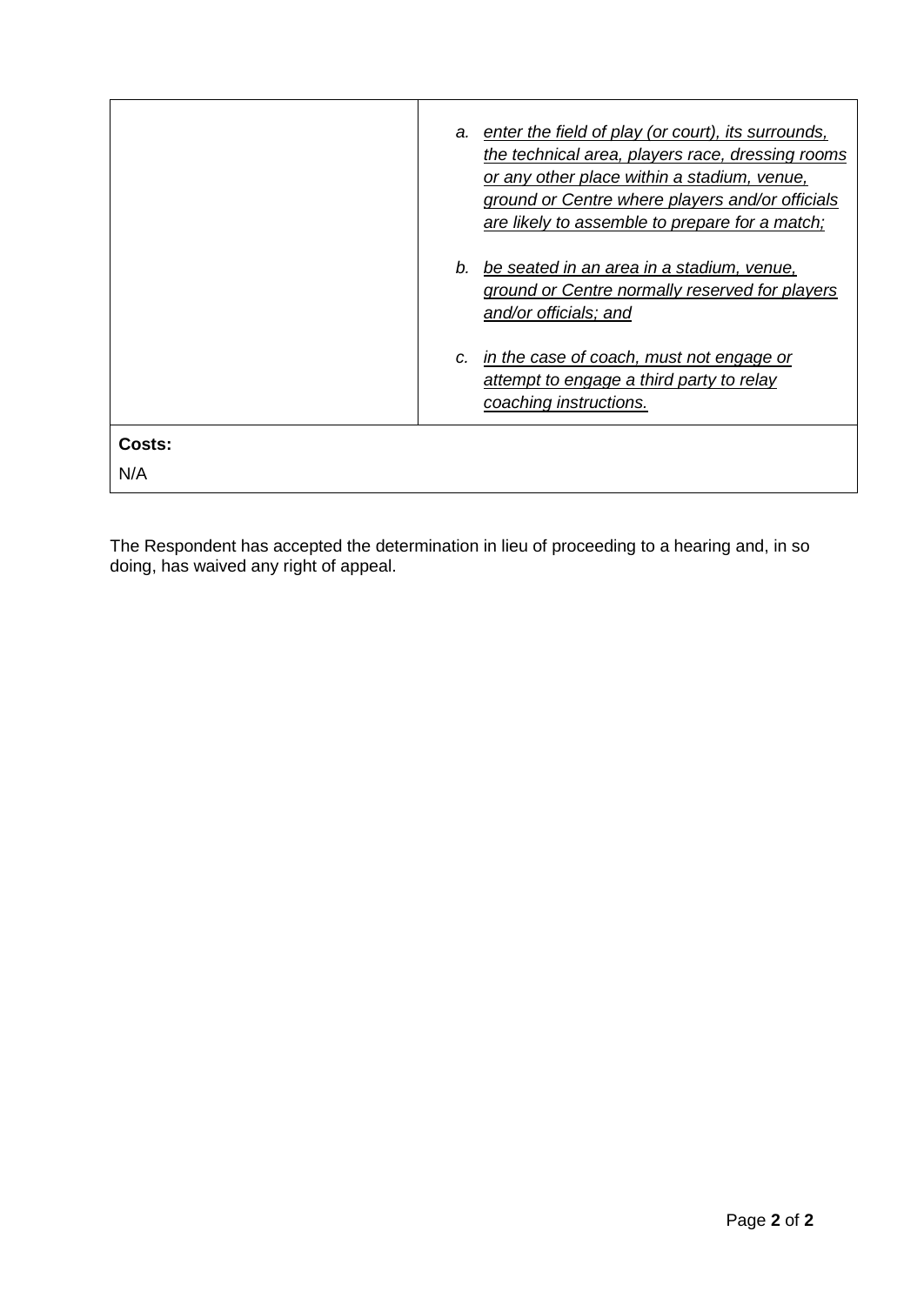| | |
|---|---|
| | a. *enter the field of play (or court), its surrounds, the technical area, players race, dressing rooms or any other place within a stadium, venue, ground or Centre where players and/or officials are likely to assemble to prepare for a match;*<br><br>b. *be seated in an area in a stadium, venue, ground or Centre normally reserved for players and/or officials; and*<br><br>c. *in the case of coach, must not engage or attempt to engage a third party to relay coaching instructions.* |
| **Costs:**<br><br>N/A | |

The Respondent has accepted the determination in lieu of proceeding to a hearing and, in so doing, has waived any right of appeal.